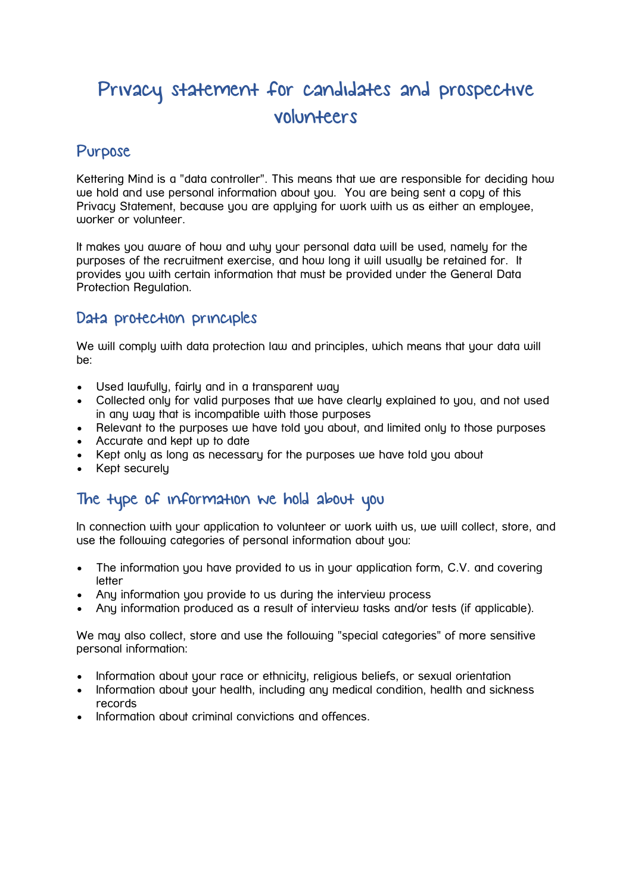# Privacy statement for candidates and prospective volunteers

## Purpose

Kettering Mind is a "data controller". This means that we are responsible for deciding how we hold and use personal information about you. You are being sent a copy of this Privacy Statement, because you are applying for work with us as either an employee, worker or volunteer.

It makes you aware of how and why your personal data will be used, namely for the purposes of the recruitment exercise, and how long it will usually be retained for. It provides you with certain information that must be provided under the General Data Protection Regulation.

## Data protection principles

We will comply with data protection law and principles, which means that your data will be:

- Used lawfully, fairly and in a transparent way
- Collected only for valid purposes that we have clearly explained to you, and not used in any way that is incompatible with those purposes
- Relevant to the purposes we have told you about, and limited only to those purposes
- Accurate and kept up to date
- Kept only as long as necessary for the purposes we have told you about
- Kept securely

## The type of information we hold about you

In connection with your application to volunteer or work with us, we will collect, store, and use the following categories of personal information about you:

- The information you have provided to us in your application form, C.V. and covering letter
- Any information you provide to us during the interview process
- Any information produced as a result of interview tasks and/or tests (if applicable).

We may also collect, store and use the following "special categories" of more sensitive personal information:

- Information about your race or ethnicity, religious beliefs, or sexual orientation
- Information about your health, including any medical condition, health and sickness records
- Information about criminal convictions and offences.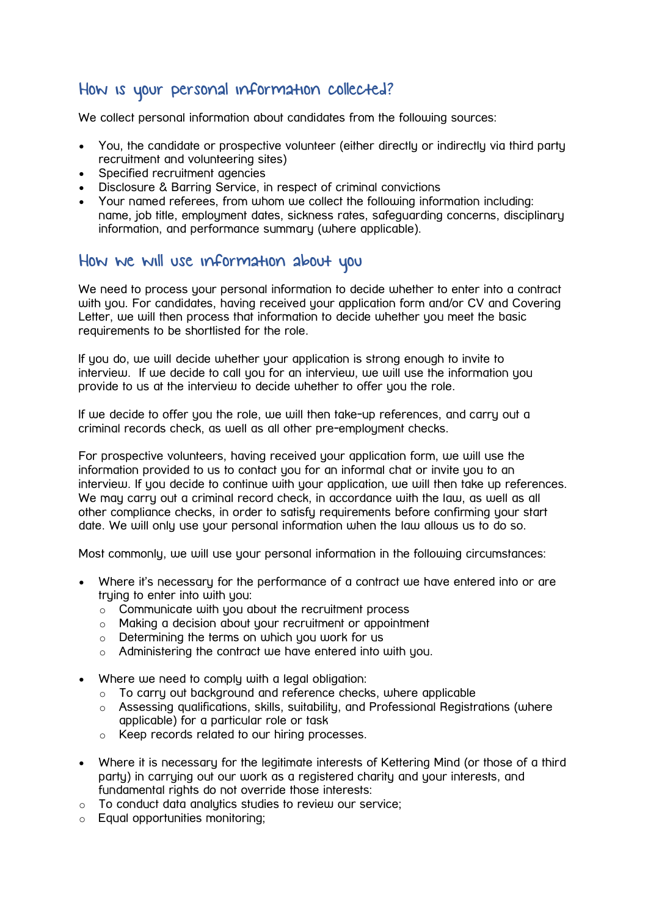## How is your personal information collected?

We collect personal information about candidates from the following sources:

- You, the candidate or prospective volunteer (either directly or indirectly via third party recruitment and volunteering sites)
- Specified recruitment agencies
- Disclosure & Barring Service, in respect of criminal convictions
- Your named referees, from whom we collect the following information including: name, job title, employment dates, sickness rates, safeguarding concerns, disciplinary information, and performance summary (where applicable).

## How we will use information about you

We need to process your personal information to decide whether to enter into a contract with you. For candidates, having received your application form and/or CV and Covering Letter, we will then process that information to decide whether you meet the basic requirements to be shortlisted for the role.

If you do, we will decide whether your application is strong enough to invite to interview. If we decide to call you for an interview, we will use the information you provide to us at the interview to decide whether to offer you the role.

If we decide to offer you the role, we will then take-up references, and carry out a criminal records check, as well as all other pre-employment checks.

For prospective volunteers, having received your application form, we will use the information provided to us to contact you for an informal chat or invite you to an interview. If you decide to continue with your application, we will then take up references. We may carry out a criminal record check, in accordance with the law, as well as all other compliance checks, in order to satisfy requirements before confirming your start date. We will only use your personal information when the law allows us to do so.

Most commonly, we will use your personal information in the following circumstances:

- Where it's necessary for the performance of a contract we have entered into or are trying to enter into with you:
  - Communicate with you about the recruitment process
  - Making a decision about your recruitment or appointment
  - Determining the terms on which you work for us
  - Administering the contract we have entered into with you.

- Where we need to comply with a legal obligation:
  - To carry out background and reference checks, where applicable
  - Assessing qualifications, skills, suitability, and Professional Registrations (where applicable) for a particular role or task
  - Keep records related to our hiring processes.

- Where it is necessary for the legitimate interests of Kettering Mind (or those of a third party) in carrying out our work as a registered charity and your interests, and fundamental rights do not override those interests:
  - To conduct data analytics studies to review our service;
  - Equal opportunities monitoring;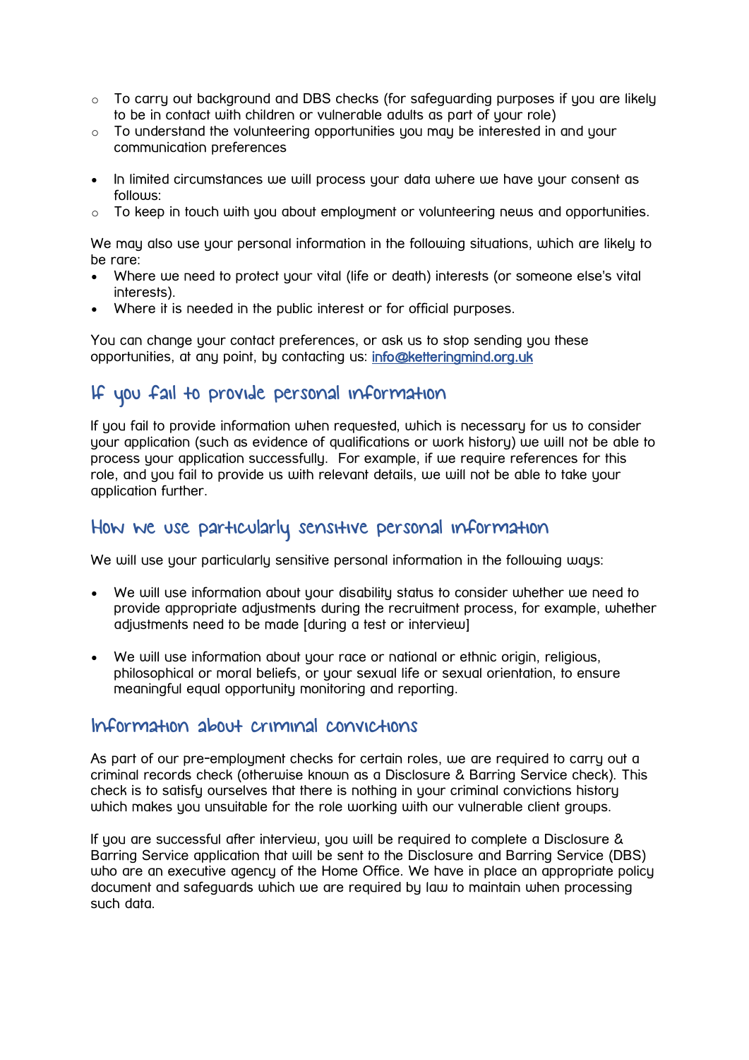- To carry out background and DBS checks (for safeguarding purposes if you are likely to be in contact with children or vulnerable adults as part of your role)
- To understand the volunteering opportunities you may be interested in and your communication preferences

- In limited circumstances we will process your data where we have your consent as follows:
  - To keep in touch with you about employment or volunteering news and opportunities.

We may also use your personal information in the following situations, which are likely to be rare:

- Where we need to protect your vital (life or death) interests (or someone else's vital interests).
- Where it is needed in the public interest or for official purposes.

You can change your contact preferences, or ask us to stop sending you these opportunities, at any point, by contacting us: info@ketteringmind.org.uk

## If you fail to provide personal information

If you fail to provide information when requested, which is necessary for us to consider your application (such as evidence of qualifications or work history) we will not be able to process your application successfully. For example, if we require references for this role, and you fail to provide us with relevant details, we will not be able to take your application further.

## How we use particularly sensitive personal information

We will use your particularly sensitive personal information in the following ways:

- We will use information about your disability status to consider whether we need to provide appropriate adjustments during the recruitment process, for example, whether adjustments need to be made [during a test or interview]

- We will use information about your race or national or ethnic origin, religious, philosophical or moral beliefs, or your sexual life or sexual orientation, to ensure meaningful equal opportunity monitoring and reporting.

## Information about criminal convictions

As part of our pre-employment checks for certain roles, we are required to carry out a criminal records check (otherwise known as a Disclosure & Barring Service check). This check is to satisfy ourselves that there is nothing in your criminal convictions history which makes you unsuitable for the role working with our vulnerable client groups.

If you are successful after interview, you will be required to complete a Disclosure & Barring Service application that will be sent to the Disclosure and Barring Service (DBS) who are an executive agency of the Home Office. We have in place an appropriate policy document and safeguards which we are required by law to maintain when processing such data.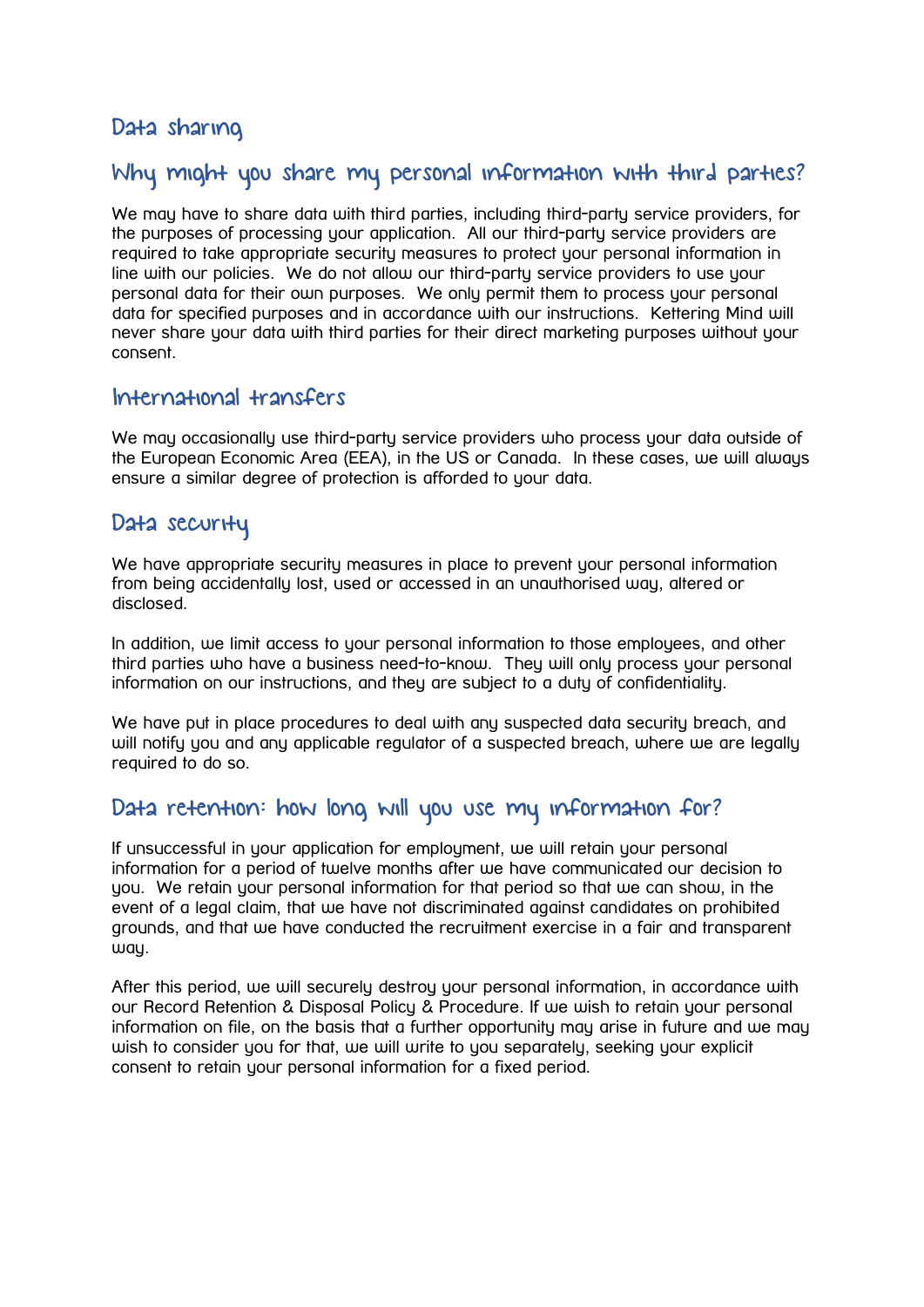## Data sharing

### Why might you share my personal information with third parties?

We may have to share data with third parties, including third-party service providers, for the purposes of processing your application. All our third-party service providers are required to take appropriate security measures to protect your personal information in line with our policies. We do not allow our third-party service providers to use your personal data for their own purposes. We only permit them to process your personal data for specified purposes and in accordance with our instructions. Kettering Mind will never share your data with third parties for their direct marketing purposes without your consent.

### International transfers

We may occasionally use third-party service providers who process your data outside of the European Economic Area (EEA), in the US or Canada. In these cases, we will always ensure a similar degree of protection is afforded to your data.

## Data security

We have appropriate security measures in place to prevent your personal information from being accidentally lost, used or accessed in an unauthorised way, altered or disclosed.

In addition, we limit access to your personal information to those employees, and other third parties who have a business need-to-know. They will only process your personal information on our instructions, and they are subject to a duty of confidentiality.

We have put in place procedures to deal with any suspected data security breach, and will notify you and any applicable regulator of a suspected breach, where we are legally required to do so.

## Data retention: how long will you use my information for?

If unsuccessful in your application for employment, we will retain your personal information for a period of twelve months after we have communicated our decision to you. We retain your personal information for that period so that we can show, in the event of a legal claim, that we have not discriminated against candidates on prohibited grounds, and that we have conducted the recruitment exercise in a fair and transparent way.

After this period, we will securely destroy your personal information, in accordance with our Record Retention & Disposal Policy & Procedure. If we wish to retain your personal information on file, on the basis that a further opportunity may arise in future and we may wish to consider you for that, we will write to you separately, seeking your explicit consent to retain your personal information for a fixed period.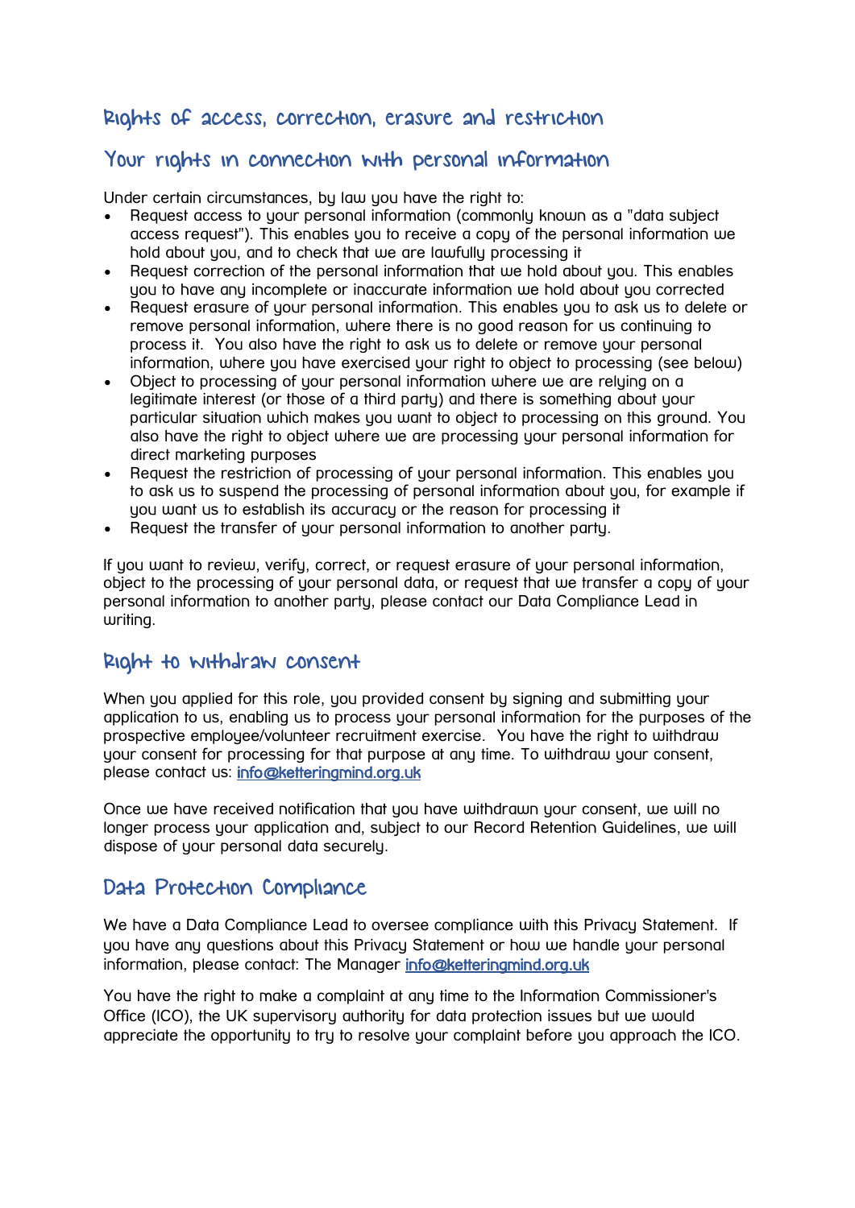## Rights of access, correction, erasure and restriction

## Your rights in connection with personal information

Under certain circumstances, by law you have the right to:

- Request access to your personal information (commonly known as a "data subject access request"). This enables you to receive a copy of the personal information we hold about you, and to check that we are lawfully processing it
- Request correction of the personal information that we hold about you. This enables you to have any incomplete or inaccurate information we hold about you corrected
- Request erasure of your personal information. This enables you to ask us to delete or remove personal information, where there is no good reason for us continuing to process it. You also have the right to ask us to delete or remove your personal information, where you have exercised your right to object to processing (see below)
- Object to processing of your personal information where we are relying on a legitimate interest (or those of a third party) and there is something about your particular situation which makes you want to object to processing on this ground. You also have the right to object where we are processing your personal information for direct marketing purposes
- Request the restriction of processing of your personal information. This enables you to ask us to suspend the processing of personal information about you, for example if you want us to establish its accuracy or the reason for processing it
- Request the transfer of your personal information to another party.

If you want to review, verify, correct, or request erasure of your personal information, object to the processing of your personal data, or request that we transfer a copy of your personal information to another party, please contact our Data Compliance Lead in writing.

## Right to withdraw consent

When you applied for this role, you provided consent by signing and submitting your application to us, enabling us to process your personal information for the purposes of the prospective employee/volunteer recruitment exercise. You have the right to withdraw your consent for processing for that purpose at any time. To withdraw your consent, please contact us: info@ketteringmind.org.uk

Once we have received notification that you have withdrawn your consent, we will no longer process your application and, subject to our Record Retention Guidelines, we will dispose of your personal data securely.

## Data Protection Compliance

We have a Data Compliance Lead to oversee compliance with this Privacy Statement. If you have any questions about this Privacy Statement or how we handle your personal information, please contact: The Manager info@ketteringmind.org.uk

You have the right to make a complaint at any time to the Information Commissioner's Office (ICO), the UK supervisory authority for data protection issues but we would appreciate the opportunity to try to resolve your complaint before you approach the ICO.